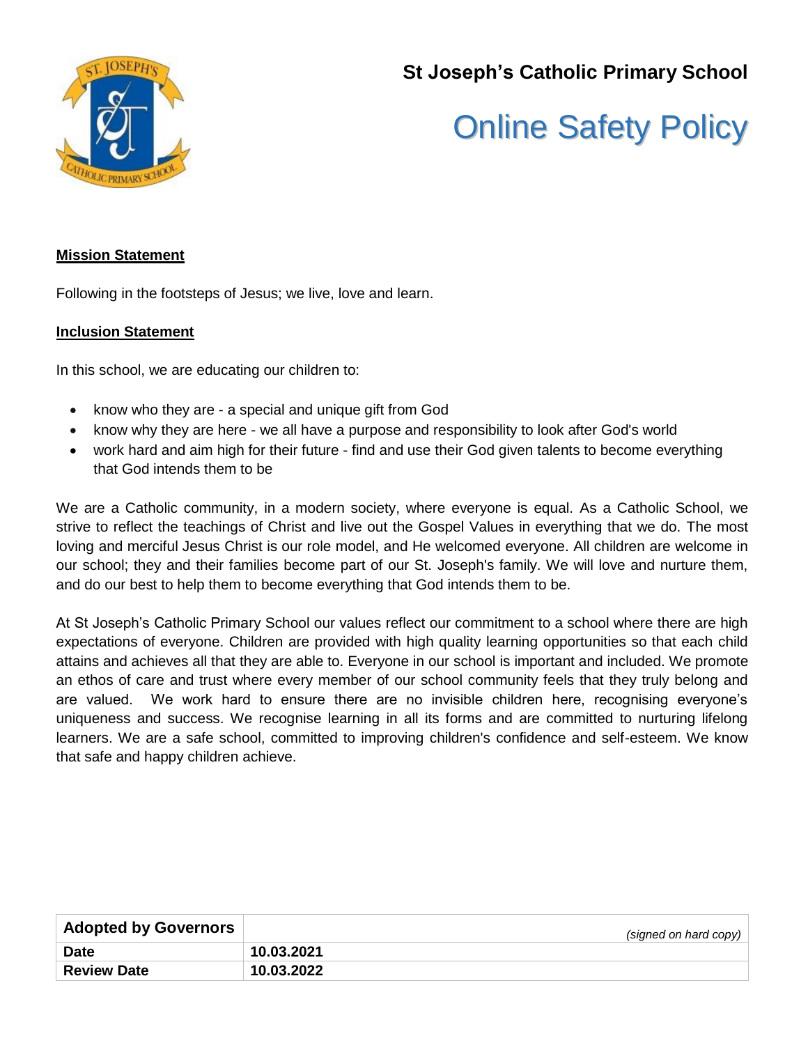# St Joseph's Catholic Primary School

# Online Safety Policy

**Mission Statement**

Following in the footsteps of Jesus; we live, love and learn.

**Inclusion Statement**

In this school, we are educating our children to:

- know who they are - a special and unique gift from God
- know why they are here - we all have a purpose and responsibility to look after God's world
- work hard and aim high for their future - find and use their God given talents to become everything that God intends them to be

We are a Catholic community, in a modern society, where everyone is equal. As a Catholic School, we strive to reflect the teachings of Christ and live out the Gospel Values in everything that we do. The most loving and merciful Jesus Christ is our role model, and He welcomed everyone. All children are welcome in our school; they and their families become part of our St. Joseph's family. We will love and nurture them, and do our best to help them to become everything that God intends them to be.

At St Joseph's Catholic Primary School our values reflect our commitment to a school where there are high expectations of everyone. Children are provided with high quality learning opportunities so that each child attains and achieves all that they are able to. Everyone in our school is important and included. We promote an ethos of care and trust where every member of our school community feels that they truly belong and are valued. We work hard to ensure there are no invisible children here, recognising everyone's uniqueness and success. We recognise learning in all its forms and are committed to nurturing lifelong learners. We are a safe school, committed to improving children's confidence and self-esteem. We know that safe and happy children achieve.

| | |
|---|---|
| **Adopted by Governors** | *(signed on hard copy)* |
| **Date** | **10.03.2021** |
| **Review Date** | **10.03.2022** |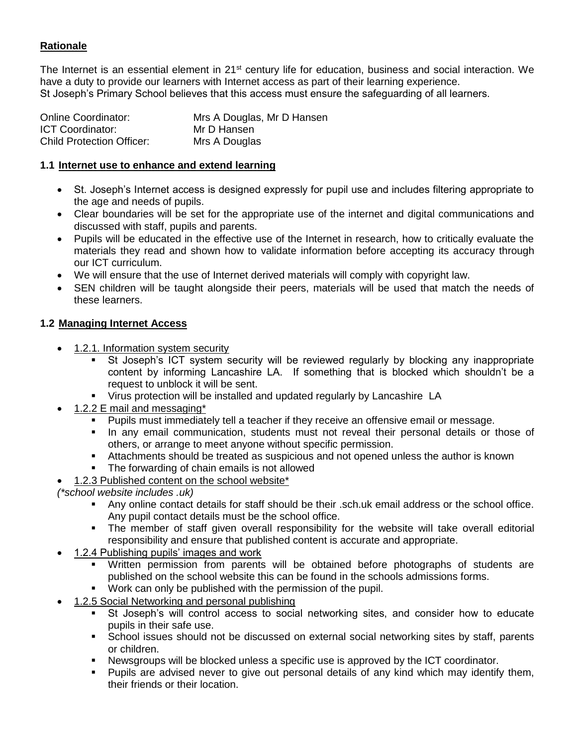**Rationale**

The Internet is an essential element in 21st century life for education, business and social interaction. We have a duty to provide our learners with Internet access as part of their learning experience.
St Joseph's Primary School believes that this access must ensure the safeguarding of all learners.

| | |
|---|---|
| Online Coordinator: | Mrs A Douglas, Mr D Hansen |
| ICT Coordinator: | Mr D Hansen |
| Child Protection Officer: | Mrs A Douglas |

### 1.1 Internet use to enhance and extend learning

- St. Joseph's Internet access is designed expressly for pupil use and includes filtering appropriate to the age and needs of pupils.
- Clear boundaries will be set for the appropriate use of the internet and digital communications and discussed with staff, pupils and parents.
- Pupils will be educated in the effective use of the Internet in research, how to critically evaluate the materials they read and shown how to validate information before accepting its accuracy through our ICT curriculum.
- We will ensure that the use of Internet derived materials will comply with copyright law.
- SEN children will be taught alongside their peers, materials will be used that match the needs of these learners.

### 1.2 Managing Internet Access

- 1.2.1. Information system security
    - St Joseph's ICT system security will be reviewed regularly by blocking any inappropriate content by informing Lancashire LA. If something that is blocked which shouldn't be a request to unblock it will be sent.
    - Virus protection will be installed and updated regularly by Lancashire LA
- 1.2.2 E mail and messaging*
    - Pupils must immediately tell a teacher if they receive an offensive email or message.
    - In any email communication, students must not reveal their personal details or those of others, or arrange to meet anyone without specific permission.
    - Attachments should be treated as suspicious and not opened unless the author is known
    - The forwarding of chain emails is not allowed
- 1.2.3 Published content on the school website*

*(*school website includes .uk)*

- 
    - Any online contact details for staff should be their .sch.uk email address or the school office. Any pupil contact details must be the school office.
    - The member of staff given overall responsibility for the website will take overall editorial responsibility and ensure that published content is accurate and appropriate.
- 1.2.4 Publishing pupils' images and work
    - Written permission from parents will be obtained before photographs of students are published on the school website this can be found in the schools admissions forms.
    - Work can only be published with the permission of the pupil.
- 1.2.5 Social Networking and personal publishing
    - St Joseph's will control access to social networking sites, and consider how to educate pupils in their safe use.
    - School issues should not be discussed on external social networking sites by staff, parents or children.
    - Newsgroups will be blocked unless a specific use is approved by the ICT coordinator.
    - Pupils are advised never to give out personal details of any kind which may identify them, their friends or their location.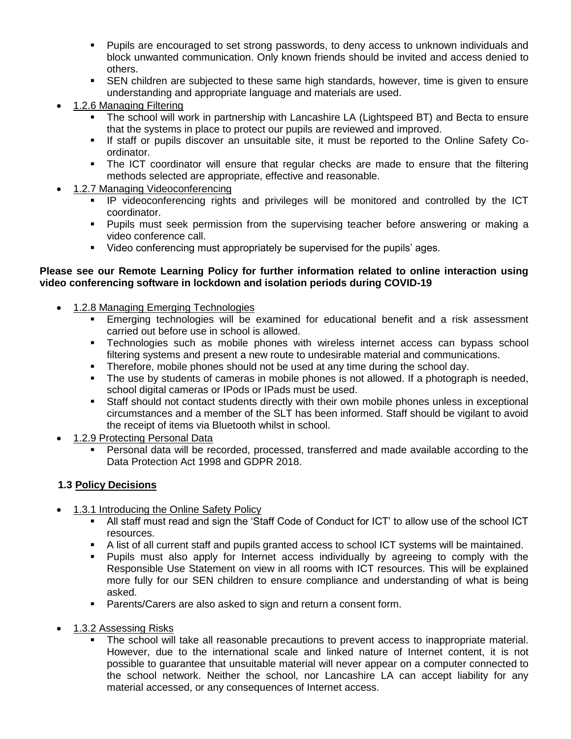- Pupils are encouraged to set strong passwords, to deny access to unknown individuals and block unwanted communication. Only known friends should be invited and access denied to others.
- SEN children are subjected to these same high standards, however, time is given to ensure understanding and appropriate language and materials are used.

- 1.2.6 Managing Filtering
  - The school will work in partnership with Lancashire LA (Lightspeed BT) and Becta to ensure that the systems in place to protect our pupils are reviewed and improved.
  - If staff or pupils discover an unsuitable site, it must be reported to the Online Safety Co-ordinator.
  - The ICT coordinator will ensure that regular checks are made to ensure that the filtering methods selected are appropriate, effective and reasonable.
- 1.2.7 Managing Videoconferencing
  - IP videoconferencing rights and privileges will be monitored and controlled by the ICT coordinator.
  - Pupils must seek permission from the supervising teacher before answering or making a video conference call.
  - Video conferencing must appropriately be supervised for the pupils' ages.

**Please see our Remote Learning Policy for further information related to online interaction using video conferencing software in lockdown and isolation periods during COVID-19**

- 1.2.8 Managing Emerging Technologies
  - Emerging technologies will be examined for educational benefit and a risk assessment carried out before use in school is allowed.
  - Technologies such as mobile phones with wireless internet access can bypass school filtering systems and present a new route to undesirable material and communications.
  - Therefore, mobile phones should not be used at any time during the school day.
  - The use by students of cameras in mobile phones is not allowed. If a photograph is needed, school digital cameras or IPods or IPads must be used.
  - Staff should not contact students directly with their own mobile phones unless in exceptional circumstances and a member of the SLT has been informed. Staff should be vigilant to avoid the receipt of items via Bluetooth whilst in school.
- 1.2.9 Protecting Personal Data
  - Personal data will be recorded, processed, transferred and made available according to the Data Protection Act 1998 and GDPR 2018.

## 1.3 Policy Decisions

- 1.3.1 Introducing the Online Safety Policy
  - All staff must read and sign the 'Staff Code of Conduct for ICT' to allow use of the school ICT resources.
  - A list of all current staff and pupils granted access to school ICT systems will be maintained.
  - Pupils must also apply for Internet access individually by agreeing to comply with the Responsible Use Statement on view in all rooms with ICT resources. This will be explained more fully for our SEN children to ensure compliance and understanding of what is being asked.
  - Parents/Carers are also asked to sign and return a consent form.

- 1.3.2 Assessing Risks
  - The school will take all reasonable precautions to prevent access to inappropriate material. However, due to the international scale and linked nature of Internet content, it is not possible to guarantee that unsuitable material will never appear on a computer connected to the school network. Neither the school, nor Lancashire LA can accept liability for any material accessed, or any consequences of Internet access.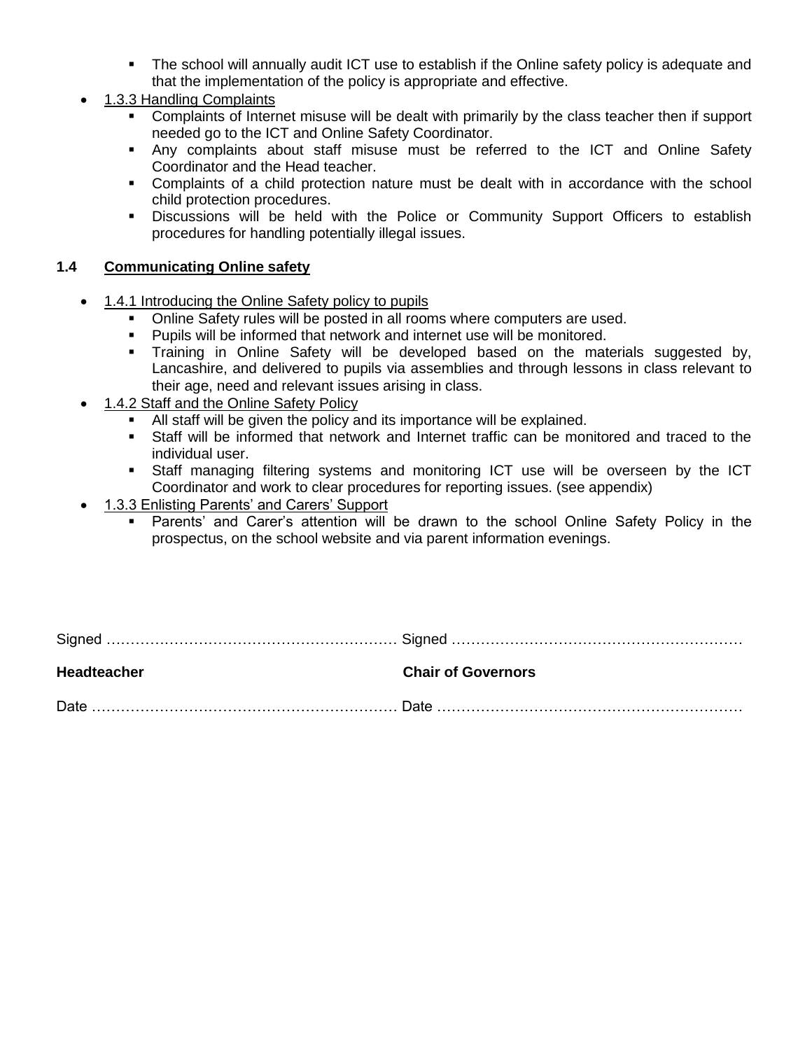- The school will annually audit ICT use to establish if the Online safety policy is adequate and that the implementation of the policy is appropriate and effective.

- 1.3.3 Handling Complaints
   - Complaints of Internet misuse will be dealt with primarily by the class teacher then if support needed go to the ICT and Online Safety Coordinator.
   - Any complaints about staff misuse must be referred to the ICT and Online Safety Coordinator and the Head teacher.
   - Complaints of a child protection nature must be dealt with in accordance with the school child protection procedures.
   - Discussions will be held with the Police or Community Support Officers to establish procedures for handling potentially illegal issues.

### 1.4 Communicating Online safety

- 1.4.1 Introducing the Online Safety policy to pupils
   - Online Safety rules will be posted in all rooms where computers are used.
   - Pupils will be informed that network and internet use will be monitored.
   - Training in Online Safety will be developed based on the materials suggested by, Lancashire, and delivered to pupils via assemblies and through lessons in class relevant to their age, need and relevant issues arising in class.
- 1.4.2 Staff and the Online Safety Policy
   - All staff will be given the policy and its importance will be explained.
   - Staff will be informed that network and Internet traffic can be monitored and traced to the individual user.
   - Staff managing filtering systems and monitoring ICT use will be overseen by the ICT Coordinator and work to clear procedures for reporting issues. (see appendix)
- 1.3.3 Enlisting Parents' and Carers' Support
   - Parents' and Carer's attention will be drawn to the school Online Safety Policy in the prospectus, on the school website and via parent information evenings.

Signed ………………………………………………………… Signed ……………………………………………………

**Headteacher** **Chair of Governors**

Date …………………………………………………… Date ………………………………………………………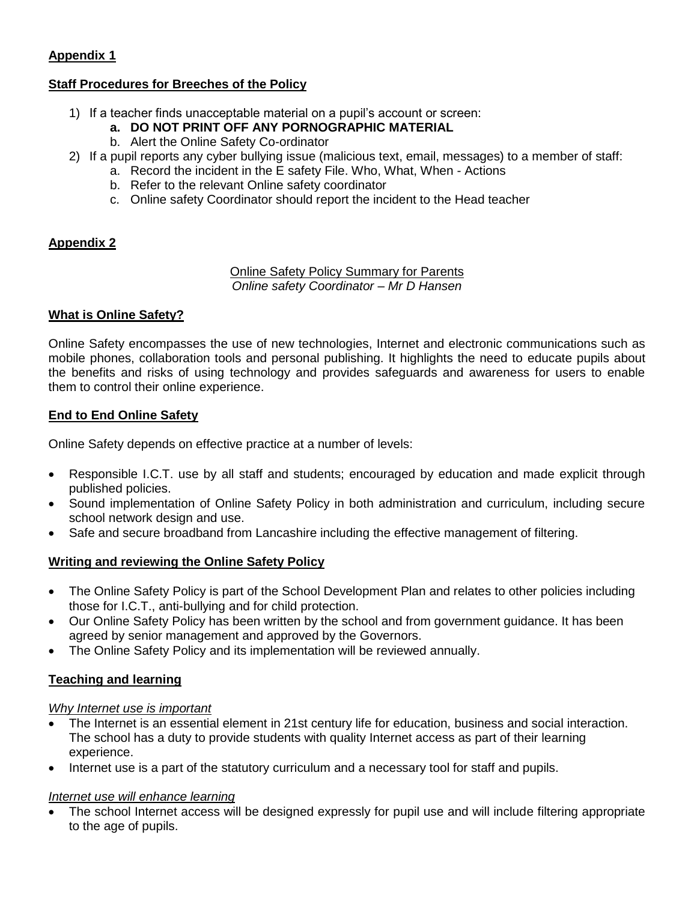## Appendix 1

### Staff Procedures for Breeches of the Policy

1) If a teacher finds unacceptable material on a pupil's account or screen:
   a. **DO NOT PRINT OFF ANY PORNOGRAPHIC MATERIAL**
   b. Alert the Online Safety Co-ordinator
2) If a pupil reports any cyber bullying issue (malicious text, email, messages) to a member of staff:
   a. Record the incident in the E safety File. Who, What, When - Actions
   b. Refer to the relevant Online safety coordinator
   c. Online safety Coordinator should report the incident to the Head teacher

## Appendix 2

Online Safety Policy Summary for Parents
*Online safety Coordinator – Mr D Hansen*

### What is Online Safety?

Online Safety encompasses the use of new technologies, Internet and electronic communications such as mobile phones, collaboration tools and personal publishing. It highlights the need to educate pupils about the benefits and risks of using technology and provides safeguards and awareness for users to enable them to control their online experience.

### End to End Online Safety

Online Safety depends on effective practice at a number of levels:

- Responsible I.C.T. use by all staff and students; encouraged by education and made explicit through published policies.
- Sound implementation of Online Safety Policy in both administration and curriculum, including secure school network design and use.
- Safe and secure broadband from Lancashire including the effective management of filtering.

### Writing and reviewing the Online Safety Policy

- The Online Safety Policy is part of the School Development Plan and relates to other policies including those for I.C.T., anti-bullying and for child protection.
- Our Online Safety Policy has been written by the school and from government guidance. It has been agreed by senior management and approved by the Governors.
- The Online Safety Policy and its implementation will be reviewed annually.

### Teaching and learning

*Why Internet use is important*

- The Internet is an essential element in 21st century life for education, business and social interaction. The school has a duty to provide students with quality Internet access as part of their learning experience.
- Internet use is a part of the statutory curriculum and a necessary tool for staff and pupils.

*Internet use will enhance learning*

- The school Internet access will be designed expressly for pupil use and will include filtering appropriate to the age of pupils.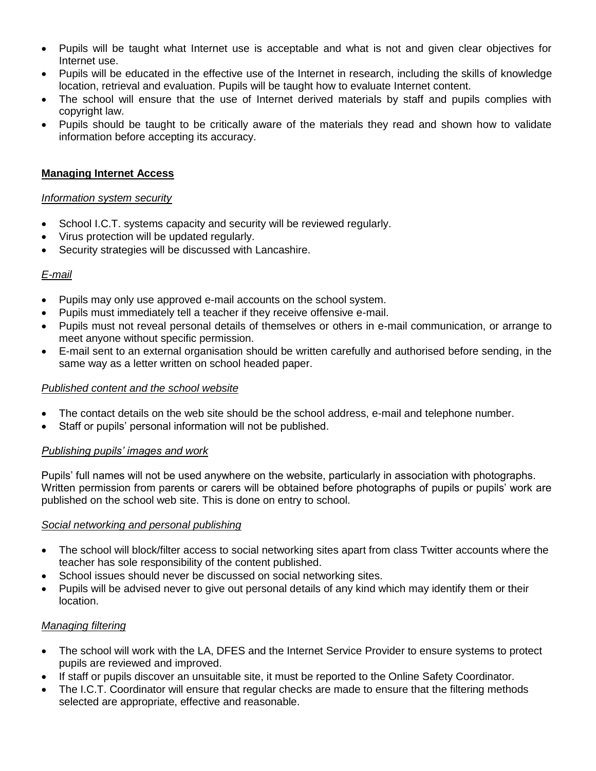- Pupils will be taught what Internet use is acceptable and what is not and given clear objectives for Internet use.
- Pupils will be educated in the effective use of the Internet in research, including the skills of knowledge location, retrieval and evaluation. Pupils will be taught how to evaluate Internet content.
- The school will ensure that the use of Internet derived materials by staff and pupils complies with copyright law.
- Pupils should be taught to be critically aware of the materials they read and shown how to validate information before accepting its accuracy.

**Managing Internet Access**

*Information system security*

- School I.C.T. systems capacity and security will be reviewed regularly.
- Virus protection will be updated regularly.
- Security strategies will be discussed with Lancashire.

*E-mail*

- Pupils may only use approved e-mail accounts on the school system.
- Pupils must immediately tell a teacher if they receive offensive e-mail.
- Pupils must not reveal personal details of themselves or others in e-mail communication, or arrange to meet anyone without specific permission.
- E-mail sent to an external organisation should be written carefully and authorised before sending, in the same way as a letter written on school headed paper.

*Published content and the school website*

- The contact details on the web site should be the school address, e-mail and telephone number.
- Staff or pupils' personal information will not be published.

*Publishing pupils' images and work*

Pupils' full names will not be used anywhere on the website, particularly in association with photographs. Written permission from parents or carers will be obtained before photographs of pupils or pupils' work are published on the school web site. This is done on entry to school.

*Social networking and personal publishing*

- The school will block/filter access to social networking sites apart from class Twitter accounts where the teacher has sole responsibility of the content published.
- School issues should never be discussed on social networking sites.
- Pupils will be advised never to give out personal details of any kind which may identify them or their location.

*Managing filtering*

- The school will work with the LA, DFES and the Internet Service Provider to ensure systems to protect pupils are reviewed and improved.
- If staff or pupils discover an unsuitable site, it must be reported to the Online Safety Coordinator.
- The I.C.T. Coordinator will ensure that regular checks are made to ensure that the filtering methods selected are appropriate, effective and reasonable.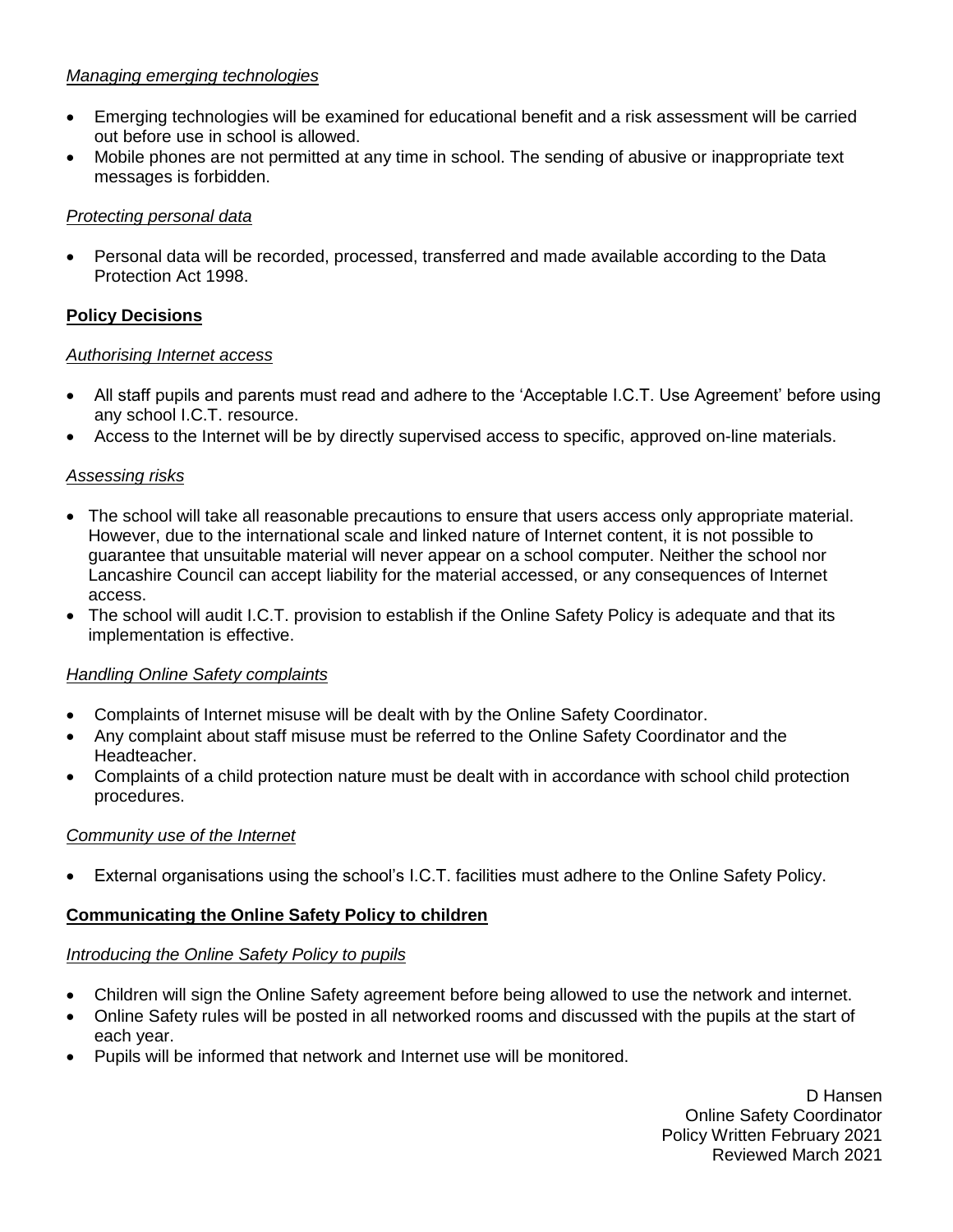*Managing emerging technologies*

- Emerging technologies will be examined for educational benefit and a risk assessment will be carried out before use in school is allowed.
- Mobile phones are not permitted at any time in school. The sending of abusive or inappropriate text messages is forbidden.

*Protecting personal data*

- Personal data will be recorded, processed, transferred and made available according to the Data Protection Act 1998.

**Policy Decisions**

*Authorising Internet access*

- All staff pupils and parents must read and adhere to the 'Acceptable I.C.T. Use Agreement' before using any school I.C.T. resource.
- Access to the Internet will be by directly supervised access to specific, approved on-line materials.

*Assessing risks*

- The school will take all reasonable precautions to ensure that users access only appropriate material. However, due to the international scale and linked nature of Internet content, it is not possible to guarantee that unsuitable material will never appear on a school computer. Neither the school nor Lancashire Council can accept liability for the material accessed, or any consequences of Internet access.
- The school will audit I.C.T. provision to establish if the Online Safety Policy is adequate and that its implementation is effective.

*Handling Online Safety complaints*

- Complaints of Internet misuse will be dealt with by the Online Safety Coordinator.
- Any complaint about staff misuse must be referred to the Online Safety Coordinator and the Headteacher.
- Complaints of a child protection nature must be dealt with in accordance with school child protection procedures.

*Community use of the Internet*

- External organisations using the school's I.C.T. facilities must adhere to the Online Safety Policy.

**Communicating the Online Safety Policy to children**

*Introducing the Online Safety Policy to pupils*

- Children will sign the Online Safety agreement before being allowed to use the network and internet.
- Online Safety rules will be posted in all networked rooms and discussed with the pupils at the start of each year.
- Pupils will be informed that network and Internet use will be monitored.

D Hansen
Online Safety Coordinator
Policy Written February 2021
Reviewed March 2021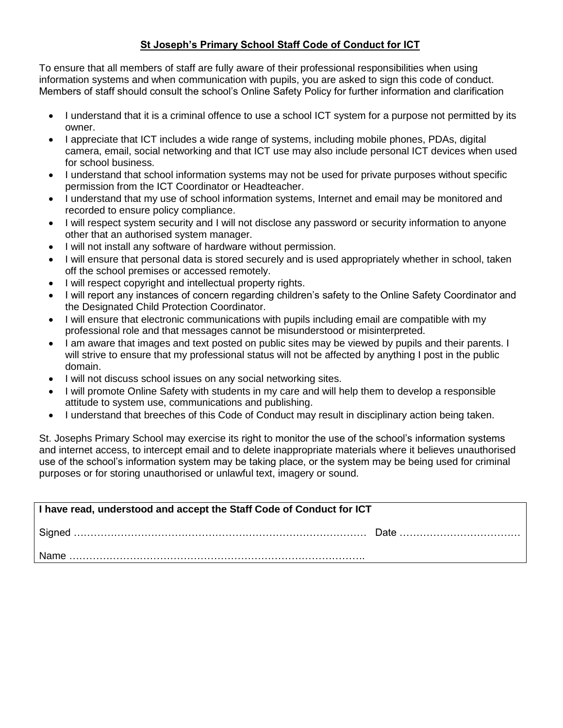## St Joseph's Primary School Staff Code of Conduct for ICT

To ensure that all members of staff are fully aware of their professional responsibilities when using information systems and when communication with pupils, you are asked to sign this code of conduct. Members of staff should consult the school's Online Safety Policy for further information and clarification

- I understand that it is a criminal offence to use a school ICT system for a purpose not permitted by its owner.
- I appreciate that ICT includes a wide range of systems, including mobile phones, PDAs, digital camera, email, social networking and that ICT use may also include personal ICT devices when used for school business.
- I understand that school information systems may not be used for private purposes without specific permission from the ICT Coordinator or Headteacher.
- I understand that my use of school information systems, Internet and email may be monitored and recorded to ensure policy compliance.
- I will respect system security and I will not disclose any password or security information to anyone other that an authorised system manager.
- I will not install any software of hardware without permission.
- I will ensure that personal data is stored securely and is used appropriately whether in school, taken off the school premises or accessed remotely.
- I will respect copyright and intellectual property rights.
- I will report any instances of concern regarding children's safety to the Online Safety Coordinator and the Designated Child Protection Coordinator.
- I will ensure that electronic communications with pupils including email are compatible with my professional role and that messages cannot be misunderstood or misinterpreted.
- I am aware that images and text posted on public sites may be viewed by pupils and their parents. I will strive to ensure that my professional status will not be affected by anything I post in the public domain.
- I will not discuss school issues on any social networking sites.
- I will promote Online Safety with students in my care and will help them to develop a responsible attitude to system use, communications and publishing.
- I understand that breeches of this Code of Conduct may result in disciplinary action being taken.

St. Josephs Primary School may exercise its right to monitor the use of the school's information systems and internet access, to intercept email and to delete inappropriate materials where it believes unauthorised use of the school's information system may be taking place, or the system may be being used for criminal purposes or for storing unauthorised or unlawful text, imagery or sound.

**I have read, understood and accept the Staff Code of Conduct for ICT**

Signed ……………………………………………………………………………… Date ………………………………

Name ……………………………………………………………………………..